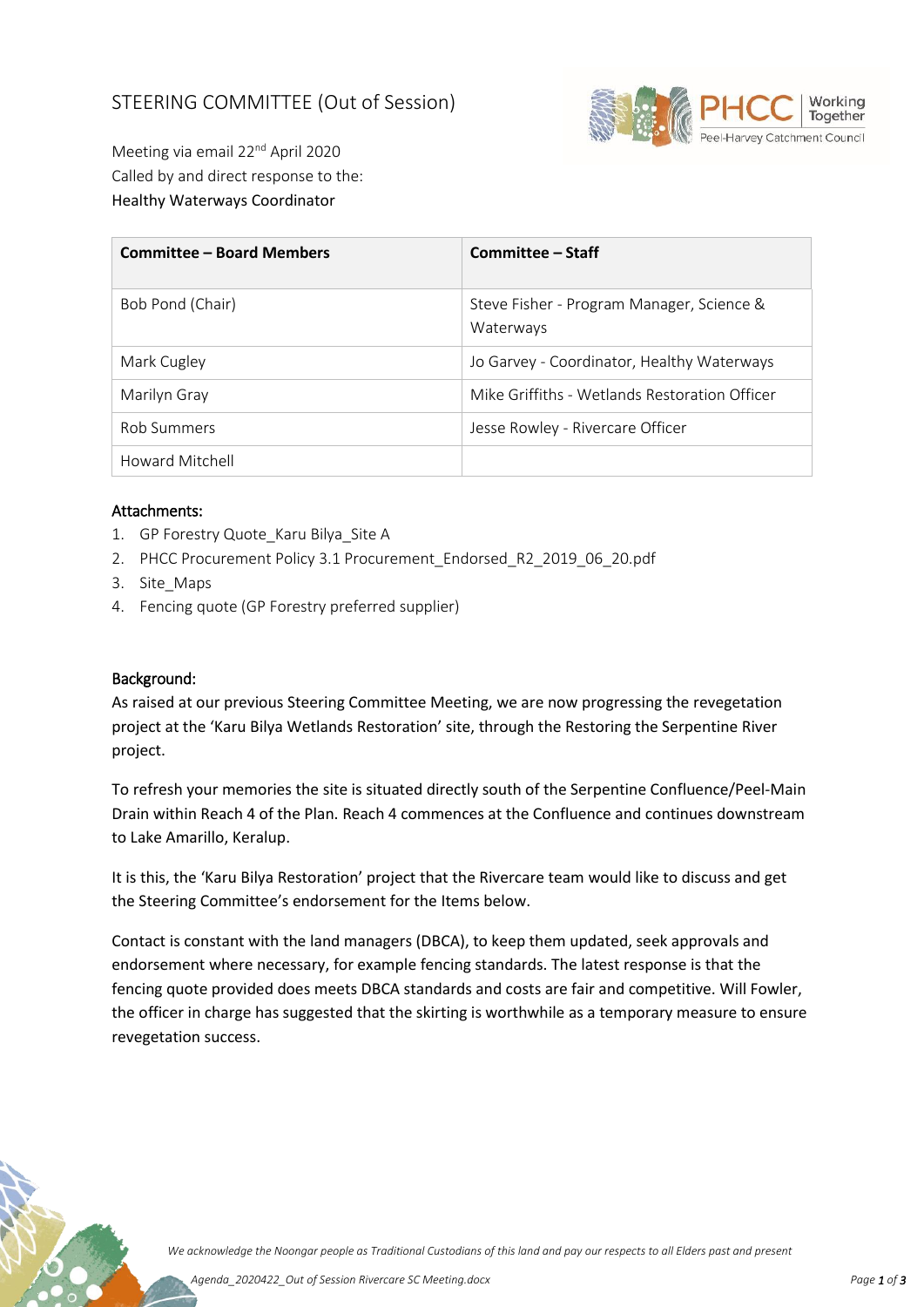# STEERING COMMITTEE (Out of Session)

Meeting via email 22nd April 2020
Called by and direct response to the:
Healthy Waterways Coordinator

| **Committee – Board Members** | **Committee – Staff** |
|---|---|
| Bob Pond (Chair) | Steve Fisher - Program Manager, Science & Waterways |
| Mark Cugley | Jo Garvey - Coordinator, Healthy Waterways |
| Marilyn Gray | Mike Griffiths - Wetlands Restoration Officer |
| Rob Summers | Jesse Rowley - Rivercare Officer |
| Howard Mitchell | |

## Attachments:

1. GP Forestry Quote_Karu Bilya_Site A
2. PHCC Procurement Policy 3.1 Procurement_Endorsed_R2_2019_06_20.pdf
3. Site_Maps
4. Fencing quote (GP Forestry preferred supplier)

## Background:

As raised at our previous Steering Committee Meeting, we are now progressing the revegetation project at the 'Karu Bilya Wetlands Restoration' site, through the Restoring the Serpentine River project.

To refresh your memories the site is situated directly south of the Serpentine Confluence/Peel-Main Drain within Reach 4 of the Plan. Reach 4 commences at the Confluence and continues downstream to Lake Amarillo, Keralup.

It is this, the 'Karu Bilya Restoration' project that the Rivercare team would like to discuss and get the Steering Committee's endorsement for the Items below.

Contact is constant with the land managers (DBCA), to keep them updated, seek approvals and endorsement where necessary, for example fencing standards. The latest response is that the fencing quote provided does meets DBCA standards and costs are fair and competitive. Will Fowler, the officer in charge has suggested that the skirting is worthwhile as a temporary measure to ensure revegetation success.

*We acknowledge the Noongar people as Traditional Custodians of this land and pay our respects to all Elders past and present*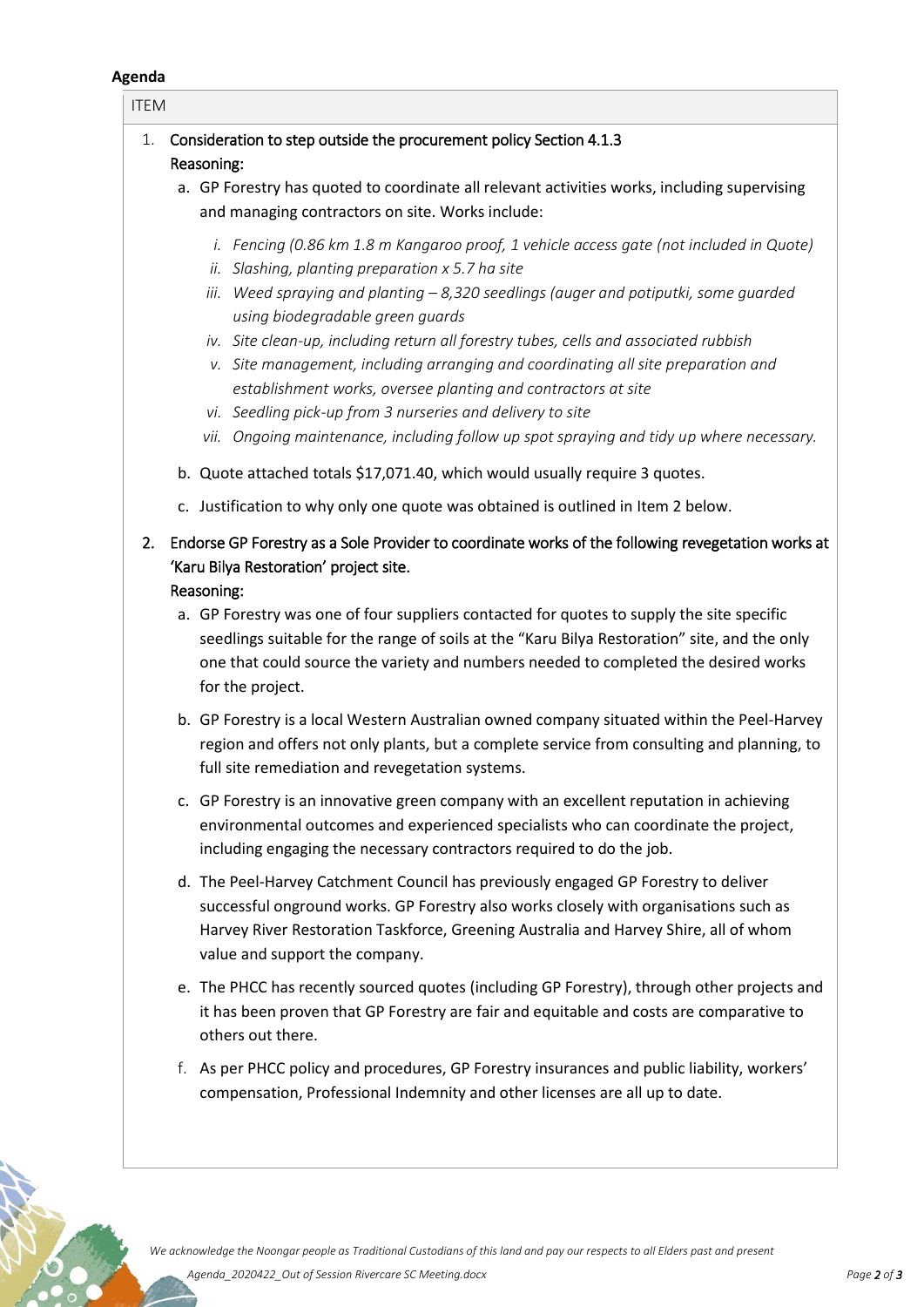**Agenda**

ITEM

1. Consideration to step outside the procurement policy Section 4.1.3
   Reasoning:
   a. GP Forestry has quoted to coordinate all relevant activities works, including supervising and managing contractors on site. Works include:
      i. *Fencing (0.86 km 1.8 m Kangaroo proof, 1 vehicle access gate (not included in Quote)*
      ii. *Slashing, planting preparation x 5.7 ha site*
      iii. *Weed spraying and planting – 8,320 seedlings (auger and potiputki, some guarded using biodegradable green guards*
      iv. *Site clean-up, including return all forestry tubes, cells and associated rubbish*
      v. *Site management, including arranging and coordinating all site preparation and establishment works, oversee planting and contractors at site*
      vi. *Seedling pick-up from 3 nurseries and delivery to site*
      vii. *Ongoing maintenance, including follow up spot spraying and tidy up where necessary.*
   b. Quote attached totals $17,071.40, which would usually require 3 quotes.
   c. Justification to why only one quote was obtained is outlined in Item 2 below.

2. Endorse GP Forestry as a Sole Provider to coordinate works of the following revegetation works at 'Karu Bilya Restoration' project site.
   Reasoning:
   a. GP Forestry was one of four suppliers contacted for quotes to supply the site specific seedlings suitable for the range of soils at the "Karu Bilya Restoration" site, and the only one that could source the variety and numbers needed to completed the desired works for the project.
   b. GP Forestry is a local Western Australian owned company situated within the Peel-Harvey region and offers not only plants, but a complete service from consulting and planning, to full site remediation and revegetation systems.
   c. GP Forestry is an innovative green company with an excellent reputation in achieving environmental outcomes and experienced specialists who can coordinate the project, including engaging the necessary contractors required to do the job.
   d. The Peel-Harvey Catchment Council has previously engaged GP Forestry to deliver successful onground works. GP Forestry also works closely with organisations such as Harvey River Restoration Taskforce, Greening Australia and Harvey Shire, all of whom value and support the company.
   e. The PHCC has recently sourced quotes (including GP Forestry), through other projects and it has been proven that GP Forestry are fair and equitable and costs are comparative to others out there.
   f. As per PHCC policy and procedures, GP Forestry insurances and public liability, workers' compensation, Professional Indemnity and other licenses are all up to date.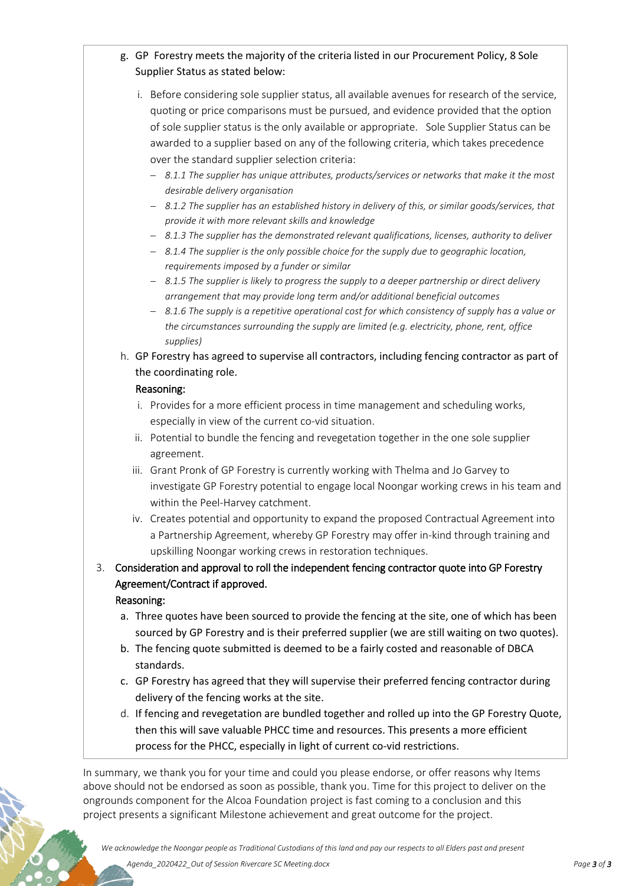g. GP Forestry meets the majority of the criteria listed in our Procurement Policy, 8 Sole Supplier Status as stated below:

   i. Before considering sole supplier status, all available avenues for research of the service, quoting or price comparisons must be pursued, and evidence provided that the option of sole supplier status is the only available or appropriate. Sole Supplier Status can be awarded to a supplier based on any of the following criteria, which takes precedence over the standard supplier selection criteria:
      - *8.1.1 The supplier has unique attributes, products/services or networks that make it the most desirable delivery organisation*
      - *8.1.2 The supplier has an established history in delivery of this, or similar goods/services, that provide it with more relevant skills and knowledge*
      - *8.1.3 The supplier has the demonstrated relevant qualifications, licenses, authority to deliver*
      - *8.1.4 The supplier is the only possible choice for the supply due to geographic location, requirements imposed by a funder or similar*
      - *8.1.5 The supplier is likely to progress the supply to a deeper partnership or direct delivery arrangement that may provide long term and/or additional beneficial outcomes*
      - *8.1.6 The supply is a repetitive operational cost for which consistency of supply has a value or the circumstances surrounding the supply are limited (e.g. electricity, phone, rent, office supplies)*

h. GP Forestry has agreed to supervise all contractors, including fencing contractor as part of the coordinating role.

   Reasoning:

   i. Provides for a more efficient process in time management and scheduling works, especially in view of the current co-vid situation.
   ii. Potential to bundle the fencing and revegetation together in the one sole supplier agreement.
   iii. Grant Pronk of GP Forestry is currently working with Thelma and Jo Garvey to investigate GP Forestry potential to engage local Noongar working crews in his team and within the Peel-Harvey catchment.
   iv. Creates potential and opportunity to expand the proposed Contractual Agreement into a Partnership Agreement, whereby GP Forestry may offer in-kind through training and upskilling Noongar working crews in restoration techniques.

3. Consideration and approval to roll the independent fencing contractor quote into GP Forestry Agreement/Contract if approved.

   Reasoning:

   a. Three quotes have been sourced to provide the fencing at the site, one of which has been sourced by GP Forestry and is their preferred supplier (we are still waiting on two quotes).
   b. The fencing quote submitted is deemed to be a fairly costed and reasonable of DBCA standards.
   c. GP Forestry has agreed that they will supervise their preferred fencing contractor during delivery of the fencing works at the site.
   d. If fencing and revegetation are bundled together and rolled up into the GP Forestry Quote, then this will save valuable PHCC time and resources. This presents a more efficient process for the PHCC, especially in light of current co-vid restrictions.

In summary, we thank you for your time and could you please endorse, or offer reasons why Items above should not be endorsed as soon as possible, thank you. Time for this project to deliver on the ongrounds component for the Alcoa Foundation project is fast coming to a conclusion and this project presents a significant Milestone achievement and great outcome for the project.